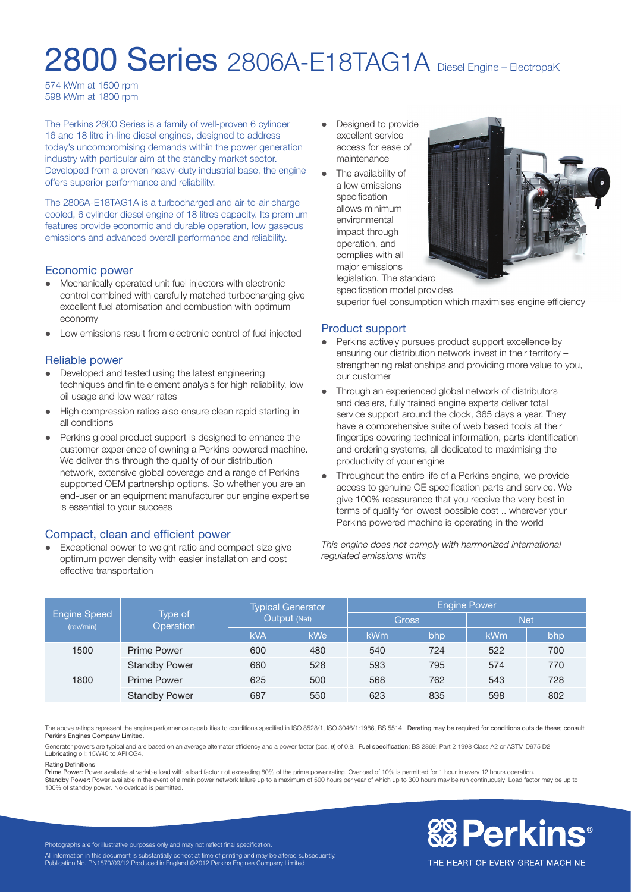# 2800 Series 2806A-E18TAG1A Diesel Engine – ElectropaK

574 kWm at 1500 rpm
598 kWm at 1800 rpm

The Perkins 2800 Series is a family of well-proven 6 cylinder 16 and 18 litre in-line diesel engines, designed to address today's uncompromising demands within the power generation industry with particular aim at the standby market sector. Developed from a proven heavy-duty industrial base, the engine offers superior performance and reliability.

The 2806A-E18TAG1A is a turbocharged and air-to-air charge cooled, 6 cylinder diesel engine of 18 litres capacity. Its premium features provide economic and durable operation, low gaseous emissions and advanced overall performance and reliability.

## Economic power

- Mechanically operated unit fuel injectors with electronic control combined with carefully matched turbocharging give excellent fuel atomisation and combustion with optimum economy
- Low emissions result from electronic control of fuel injected

## Reliable power

- Developed and tested using the latest engineering techniques and finite element analysis for high reliability, low oil usage and low wear rates
- High compression ratios also ensure clean rapid starting in all conditions
- Perkins global product support is designed to enhance the customer experience of owning a Perkins powered machine. We deliver this through the quality of our distribution network, extensive global coverage and a range of Perkins supported OEM partnership options. So whether you are an end-user or an equipment manufacturer our engine expertise is essential to your success

## Compact, clean and efficient power

- Exceptional power to weight ratio and compact size give optimum power density with easier installation and cost effective transportation
- Designed to provide excellent service access for ease of maintenance
- The availability of a low emissions specification allows minimum environmental impact through operation, and complies with all major emissions legislation. The standard specification model provides superior fuel consumption which maximises engine efficiency

## Product support

- Perkins actively pursues product support excellence by ensuring our distribution network invest in their territory – strengthening relationships and providing more value to you, our customer
- Through an experienced global network of distributors and dealers, fully trained engine experts deliver total service support around the clock, 365 days a year. They have a comprehensive suite of web based tools at their fingertips covering technical information, parts identification and ordering systems, all dedicated to maximising the productivity of your engine
- Throughout the entire life of a Perkins engine, we provide access to genuine OE specification parts and service. We give 100% reassurance that you receive the very best in terms of quality for lowest possible cost .. wherever your Perkins powered machine is operating in the world

*This engine does not comply with harmonized international regulated emissions limits*

| Engine Speed (rev/min) | Type of Operation | Typical Generator Output (Net) | | Engine Power | | | |
|---|---|---|---|---|---|---|---|
| | | | | Gross | | Net | |
| | | kVA | kWe | kWm | bhp | kWm | bhp |
| 1500 | Prime Power | 600 | 480 | 540 | 724 | 522 | 700 |
| | Standby Power | 660 | 528 | 593 | 795 | 574 | 770 |
| 1800 | Prime Power | 625 | 500 | 568 | 762 | 543 | 728 |
| | Standby Power | 687 | 550 | 623 | 835 | 598 | 802 |

The above ratings represent the engine performance capabilities to conditions specified in ISO 8528/1, ISO 3046/1:1986, BS 5514. **Derating may be required for conditions outside these; consult Perkins Engines Company Limited.**

Generator powers are typical and are based on an average alternator efficiency and a power factor (cos. θ) of 0.8. **Fuel specification:** BS 2869: Part 2 1998 Class A2 or ASTM D975 D2. **Lubricating oil:** 15W40 to API CG4.

**Rating Definitions**

**Prime Power:** Power available at variable load with a load factor not exceeding 80% of the prime power rating. Overload of 10% is permitted for 1 hour in every 12 hours operation.
**Standby Power:** Power available in the event of a main power network failure up to a maximum of 500 hours per year of which up to 300 hours may be run continuously. Load factor may be up to 100% of standby power. No overload is permitted.

Photographs are for illustrative purposes only and may not reflect final specification.
All information in this document is substantially correct at time of printing and may be altered subsequently.
Publication No. PN1870/09/12 Produced in England ©2012 Perkins Engines Company Limited

Perkins®
THE HEART OF EVERY GREAT MACHINE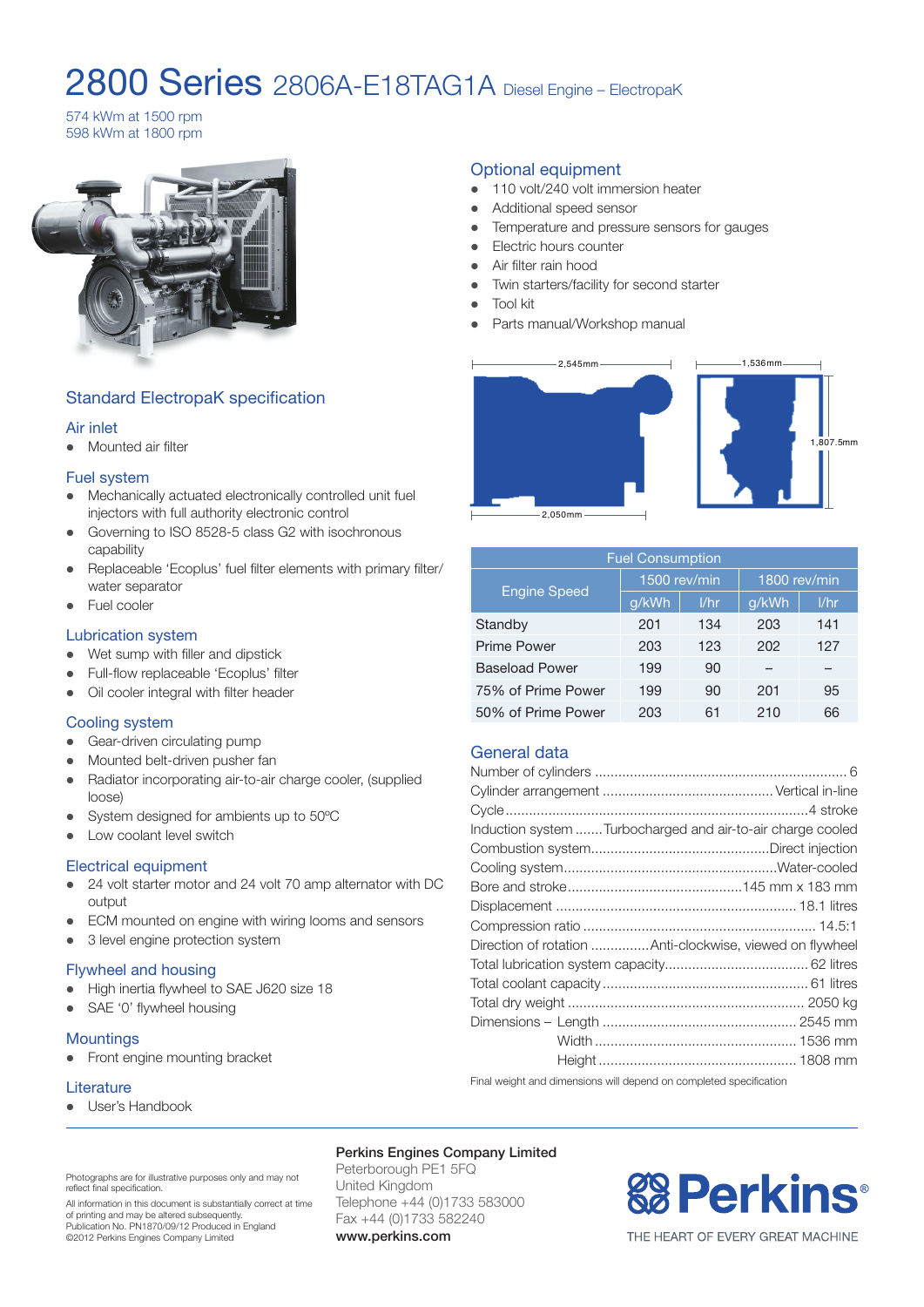# 2800 Series 2806A-E18TAG1A Diesel Engine – ElectropaK

574 kWm at 1500 rpm
598 kWm at 1800 rpm

## Standard ElectropaK specification

### Air inlet
- Mounted air filter

### Fuel system
- Mechanically actuated electronically controlled unit fuel injectors with full authority electronic control
- Governing to ISO 8528-5 class G2 with isochronous capability
- Replaceable 'Ecoplus' fuel filter elements with primary filter/water separator
- Fuel cooler

### Lubrication system
- Wet sump with filler and dipstick
- Full-flow replaceable 'Ecoplus' filter
- Oil cooler integral with filter header

### Cooling system
- Gear-driven circulating pump
- Mounted belt-driven pusher fan
- Radiator incorporating air-to-air charge cooler, (supplied loose)
- System designed for ambients up to 50ºC
- Low coolant level switch

### Electrical equipment
- 24 volt starter motor and 24 volt 70 amp alternator with DC output
- ECM mounted on engine with wiring looms and sensors
- 3 level engine protection system

### Flywheel and housing
- High inertia flywheel to SAE J620 size 18
- SAE '0' flywheel housing

### Mountings
- Front engine mounting bracket

### Literature
- User's Handbook

## Optional equipment
- 110 volt/240 volt immersion heater
- Additional speed sensor
- Temperature and pressure sensors for gauges
- Electric hours counter
- Air filter rain hood
- Twin starters/facility for second starter
- Tool kit
- Parts manual/Workshop manual

2,545mm
2,050mm
1,536mm
1,807.5mm

| Fuel Consumption | | | | |
|---|---|---|---|---|
| Engine Speed | 1500 rev/min | | 1800 rev/min | |
| | g/kWh | l/hr | g/kWh | l/hr |
| Standby | 201 | 134 | 203 | 141 |
| Prime Power | 203 | 123 | 202 | 127 |
| Baseload Power | 199 | 90 | – | – |
| 75% of Prime Power | 199 | 90 | 201 | 95 |
| 50% of Prime Power | 203 | 61 | 210 | 66 |

## General data

Number of cylinders ........ 6
Cylinder arrangement ........ Vertical in-line
Cycle ........ 4 stroke
Induction system ........ Turbocharged and air-to-air charge cooled
Combustion system ........ Direct injection
Cooling system ........ Water-cooled
Bore and stroke ........ 145 mm x 183 mm
Displacement ........ 18.1 litres
Compression ratio ........ 14.5:1
Direction of rotation ........ Anti-clockwise, viewed on flywheel
Total lubrication system capacity ........ 62 litres
Total coolant capacity ........ 61 litres
Total dry weight ........ 2050 kg
Dimensions – Length ........ 2545 mm
Width ........ 1536 mm
Height ........ 1808 mm

Final weight and dimensions will depend on completed specification

Photographs are for illustrative purposes only and may not reflect final specification.

All information in this document is substantially correct at time of printing and may be altered subsequently.
Publication No. PN1870/09/12 Produced in England
©2012 Perkins Engines Company Limited

**Perkins Engines Company Limited**
Peterborough PE1 5FQ
United Kingdom
Telephone +44 (0)1733 583000
Fax +44 (0)1733 582240
**www.perkins.com**

Perkins®
THE HEART OF EVERY GREAT MACHINE